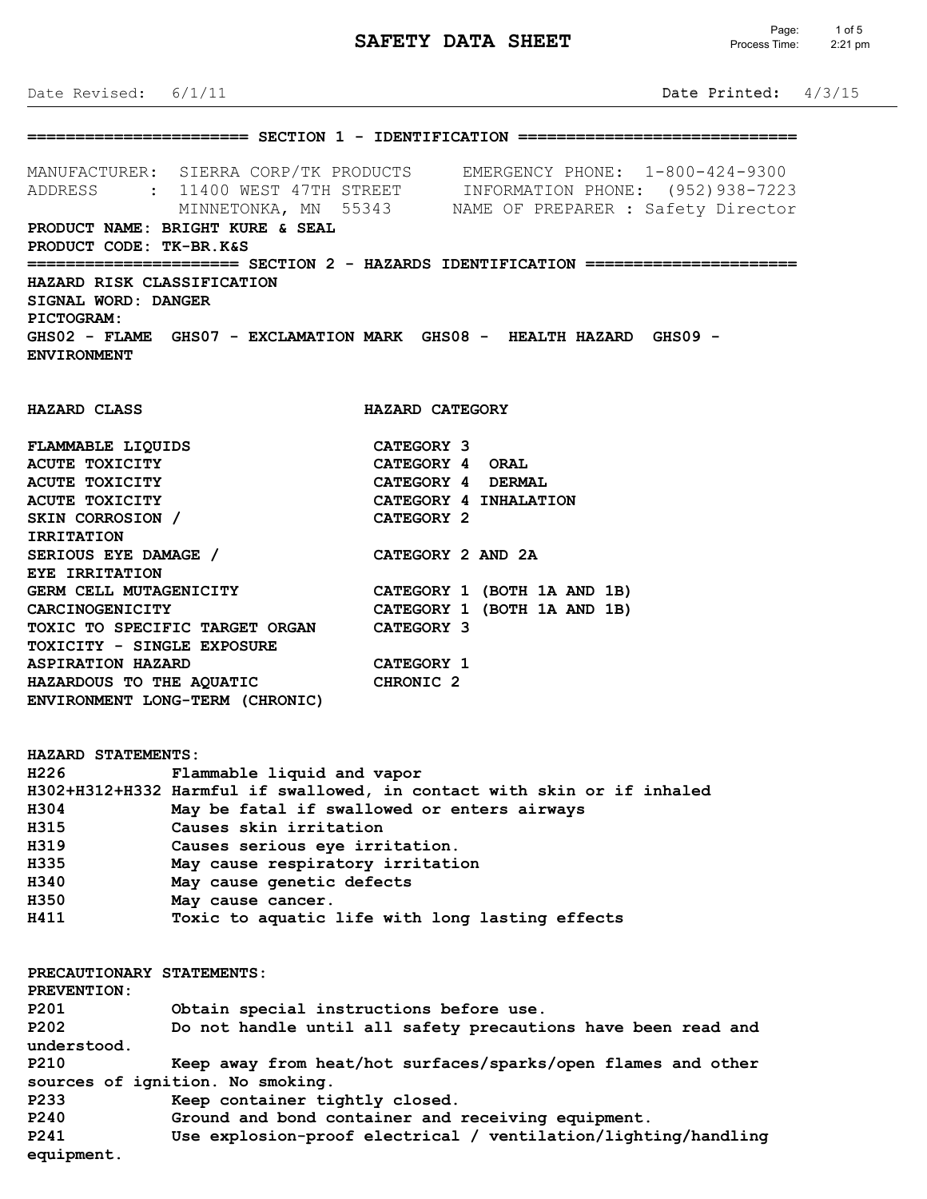# SAFETY DATA SHEET

Date Revised: 6/1/11

Date Printed: 4/3/15

## SECTION 1 - IDENTIFICATION

MANUFACTURER: SIERRA CORP/TK PRODUCTS
ADDRESS : 11400 WEST 47TH STREET
MINNETONKA, MN 55343

EMERGENCY PHONE: 1-800-424-9300
INFORMATION PHONE: (952)938-7223
NAME OF PREPARER : Safety Director

**PRODUCT NAME: BRIGHT KURE & SEAL**
**PRODUCT CODE: TK-BR.K&S**

## SECTION 2 - HAZARDS IDENTIFICATION

**HAZARD RISK CLASSIFICATION**
**SIGNAL WORD: DANGER**
**PICTOGRAM:**
**GHS02 - FLAME GHS07 - EXCLAMATION MARK GHS08 - HEALTH HAZARD GHS09 - ENVIRONMENT**

| HAZARD CLASS | HAZARD CATEGORY |
|---|---|
| FLAMMABLE LIQUIDS | CATEGORY 3 |
| ACUTE TOXICITY | CATEGORY 4 ORAL |
| ACUTE TOXICITY | CATEGORY 4 DERMAL |
| ACUTE TOXICITY | CATEGORY 4 INHALATION |
| SKIN CORROSION / IRRITATION | CATEGORY 2 |
| SERIOUS EYE DAMAGE / EYE IRRITATION | CATEGORY 2 AND 2A |
| GERM CELL MUTAGENICITY | CATEGORY 1 (BOTH 1A AND 1B) |
| CARCINOGENICITY | CATEGORY 1 (BOTH 1A AND 1B) |
| TOXIC TO SPECIFIC TARGET ORGAN TOXICITY - SINGLE EXPOSURE | CATEGORY 3 |
| ASPIRATION HAZARD | CATEGORY 1 |
| HAZARDOUS TO THE AQUATIC ENVIRONMENT LONG-TERM (CHRONIC) | CHRONIC 2 |

**HAZARD STATEMENTS:**

| | |
|---|---|
| H226 | Flammable liquid and vapor |
| H302+H312+H332 | Harmful if swallowed, in contact with skin or if inhaled |
| H304 | May be fatal if swallowed or enters airways |
| H315 | Causes skin irritation |
| H319 | Causes serious eye irritation. |
| H335 | May cause respiratory irritation |
| H340 | May cause genetic defects |
| H350 | May cause cancer. |
| H411 | Toxic to aquatic life with long lasting effects |

**PRECAUTIONARY STATEMENTS:**
**PREVENTION:**

| | |
|---|---|
| P201 | Obtain special instructions before use. |
| P202 | Do not handle until all safety precautions have been read and understood. |
| P210 | Keep away from heat/hot surfaces/sparks/open flames and other sources of ignition. No smoking. |
| P233 | Keep container tightly closed. |
| P240 | Ground and bond container and receiving equipment. |
| P241 | Use explosion-proof electrical / ventilation/lighting/handling equipment. |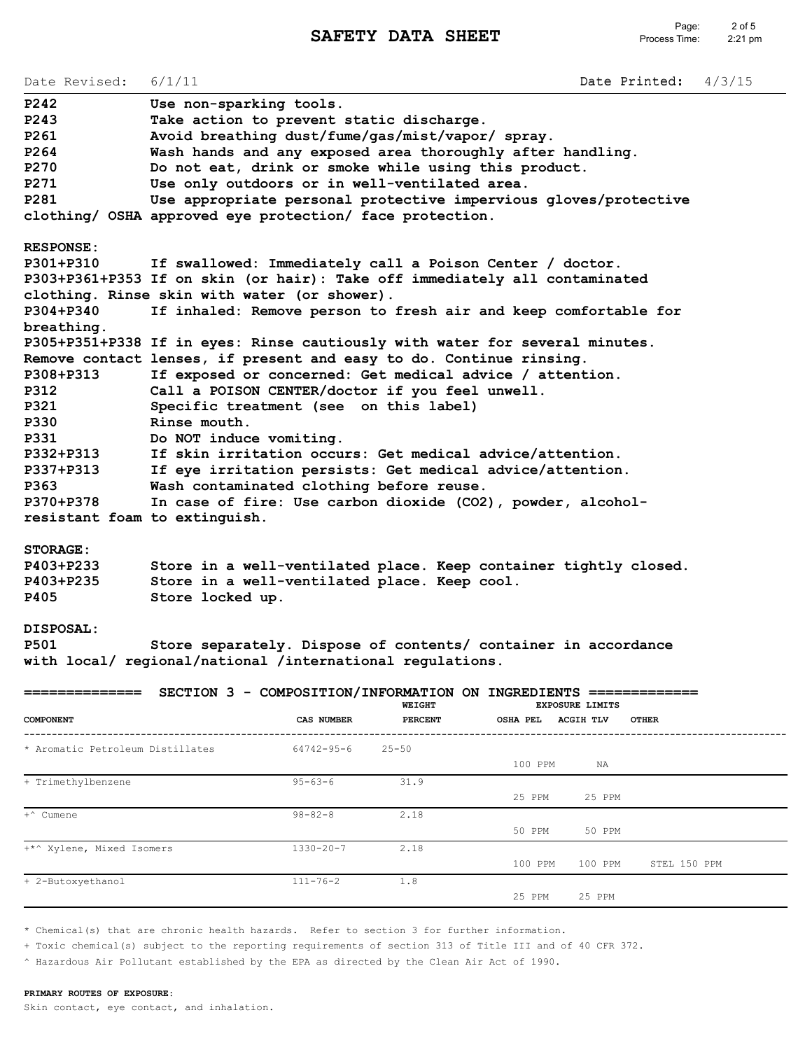Date Revised: 6/1/11 | Date Printed: 4/3/15

**P242** Use non-sparking tools.
**P243** Take action to prevent static discharge.
**P261** Avoid breathing dust/fume/gas/mist/vapor/ spray.
**P264** Wash hands and any exposed area thoroughly after handling.
**P270** Do not eat, drink or smoke while using this product.
**P271** Use only outdoors or in well-ventilated area.
**P281** Use appropriate personal protective impervious gloves/protective clothing/ OSHA approved eye protection/ face protection.

**RESPONSE:**
**P301+P310** If swallowed: Immediately call a Poison Center / doctor.
**P303+P361+P353** If on skin (or hair): Take off immediately all contaminated clothing. Rinse skin with water (or shower).
**P304+P340** If inhaled: Remove person to fresh air and keep comfortable for breathing.
**P305+P351+P338** If in eyes: Rinse cautiously with water for several minutes. Remove contact lenses, if present and easy to do. Continue rinsing.
**P308+P313** If exposed or concerned: Get medical advice / attention.
**P312** Call a POISON CENTER/doctor if you feel unwell.
**P321** Specific treatment (see on this label)
**P330** Rinse mouth.
**P331** Do NOT induce vomiting.
**P332+P313** If skin irritation occurs: Get medical advice/attention.
**P337+P313** If eye irritation persists: Get medical advice/attention.
**P363** Wash contaminated clothing before reuse.
**P370+P378** In case of fire: Use carbon dioxide ($CO_2$), powder, alcohol-resistant foam to extinguish.

**STORAGE:**
**P403+P233** Store in a well-ventilated place. Keep container tightly closed.
**P403+P235** Store in a well-ventilated place. Keep cool.
**P405** Store locked up.

**DISPOSAL:**
**P501** Store separately. Dispose of contents/ container in accordance with local/ regional/national /international regulations.

## SECTION 3 - COMPOSITION/INFORMATION ON INGREDIENTS

| COMPONENT | CAS NUMBER | WEIGHT PERCENT | EXPOSURE LIMITS OSHA PEL | ACGIH TLV | OTHER |
|---|---|---|---|---|---|
| * Aromatic Petroleum Distillates | 64742-95-6 | 25-50 | 100 PPM | NA | |
| + Trimethylbenzene | 95-63-6 | 31.9 | 25 PPM | 25 PPM | |
| +^ Cumene | 98-82-8 | 2.18 | 50 PPM | 50 PPM | |
| +*^ Xylene, Mixed Isomers | 1330-20-7 | 2.18 | 100 PPM | 100 PPM | STEL 150 PPM |
| + 2-Butoxyethanol | 111-76-2 | 1.8 | 25 PPM | 25 PPM | |

* Chemical(s) that are chronic health hazards. Refer to section 3 for further information.

+ Toxic chemical(s) subject to the reporting requirements of section 313 of Title III and of 40 CFR 372.

^ Hazardous Air Pollutant established by the EPA as directed by the Clean Air Act of 1990.

**PRIMARY ROUTES OF EXPOSURE:**
Skin contact, eye contact, and inhalation.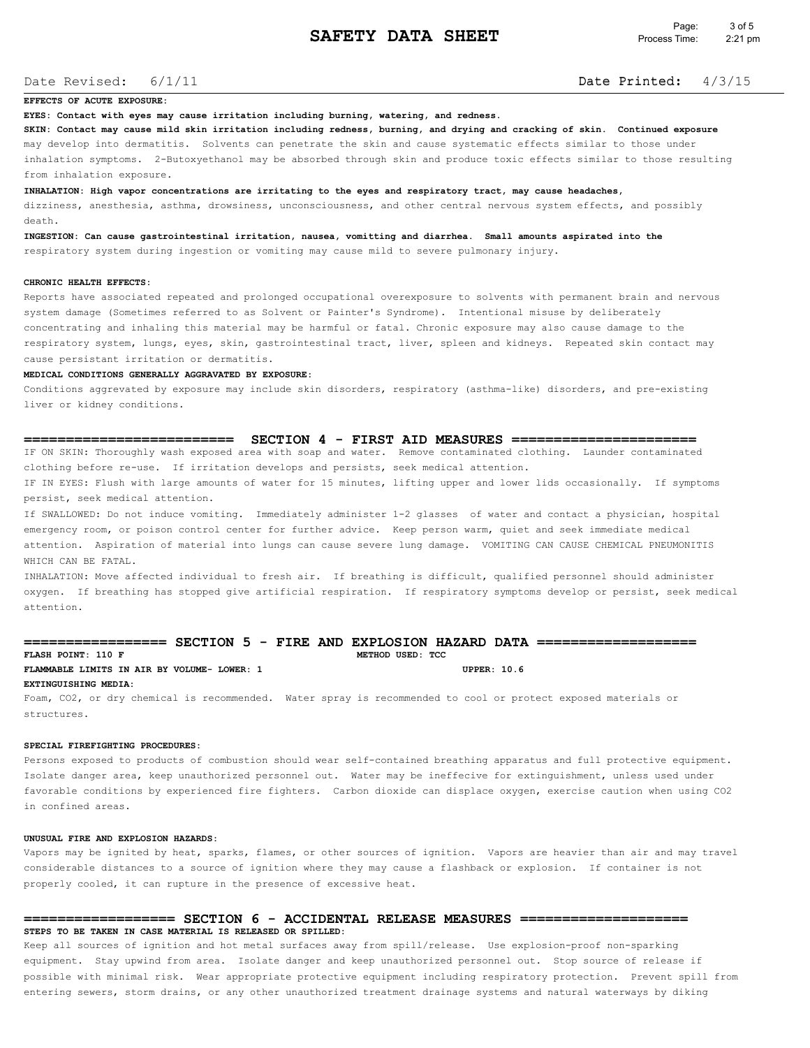Date Revised: 6/1/11 **Date Printed:** 4/3/15

**EFFECTS OF ACUTE EXPOSURE:**

**EYES: Contact with eyes may cause irritation including burning, watering, and redness.**

**SKIN: Contact may cause mild skin irritation including redness, burning, and drying and cracking of skin. Continued exposure** may develop into dermatitis. Solvents can penetrate the skin and cause systematic effects similar to those under inhalation symptoms. 2-Butoxyethanol may be absorbed through skin and produce toxic effects similar to those resulting from inhalation exposure.

**INHALATION: High vapor concentrations are irritating to the eyes and respiratory tract, may cause headaches,** dizziness, anesthesia, asthma, drowsiness, unconsciousness, and other central nervous system effects, and possibly death.

**INGESTION: Can cause gastrointestinal irritation, nausea, vomitting and diarrhea. Small amounts aspirated into the** respiratory system during ingestion or vomiting may cause mild to severe pulmonary injury.

**CHRONIC HEALTH EFFECTS:**

Reports have associated repeated and prolonged occupational overexposure to solvents with permanent brain and nervous system damage (Sometimes referred to as Solvent or Painter's Syndrome). Intentional misuse by deliberately concentrating and inhaling this material may be harmful or fatal. Chronic exposure may also cause damage to the respiratory system, lungs, eyes, skin, gastrointestinal tract, liver, spleen and kidneys. Repeated skin contact may cause persistant irritation or dermatitis.

**MEDICAL CONDITIONS GENERALLY AGGRAVATED BY EXPOSURE:**

Conditions aggravated by exposure may include skin disorders, respiratory (asthma-like) disorders, and pre-existing liver or kidney conditions.

## SECTION 4 - FIRST AID MEASURES

IF ON SKIN: Thoroughly wash exposed area with soap and water. Remove contaminated clothing. Launder contaminated clothing before re-use. If irritation develops and persists, seek medical attention.

IF IN EYES: Flush with large amounts of water for 15 minutes, lifting upper and lower lids occasionally. If symptoms persist, seek medical attention.

If SWALLOWED: Do not induce vomiting. Immediately administer 1-2 glasses of water and contact a physician, hospital emergency room, or poison control center for further advice. Keep person warm, quiet and seek immediate medical attention. Aspiration of material into lungs can cause severe lung damage. VOMITING CAN CAUSE CHEMICAL PNEUMONITIS WHICH CAN BE FATAL.

INHALATION: Move affected individual to fresh air. If breathing is difficult, qualified personnel should administer oxygen. If breathing has stopped give artificial respiration. If respiratory symptoms develop or persist, seek medical attention.

## SECTION 5 - FIRE AND EXPLOSION HAZARD DATA

**FLASH POINT: 110 F** **METHOD USED: TCC**

**FLAMMABLE LIMITS IN AIR BY VOLUME- LOWER: 1** **UPPER: 10.6**

**EXTINGUISHING MEDIA:**

Foam, CO2, or dry chemical is recommended. Water spray is recommended to cool or protect exposed materials or structures.

**SPECIAL FIREFIGHTING PROCEDURES:**

Persons exposed to products of combustion should wear self-contained breathing apparatus and full protective equipment. Isolate danger area, keep unauthorized personnel out. Water may be ineffecive for extinguishment, unless used under favorable conditions by experienced fire fighters. Carbon dioxide can displace oxygen, exercise caution when using CO2 in confined areas.

**UNUSUAL FIRE AND EXPLOSION HAZARDS:**

Vapors may be ignited by heat, sparks, flames, or other sources of ignition. Vapors are heavier than air and may travel considerable distances to a source of ignition where they may cause a flashback or explosion. If container is not properly cooled, it can rupture in the presence of excessive heat.

## SECTION 6 - ACCIDENTAL RELEASE MEASURES

**STEPS TO BE TAKEN IN CASE MATERIAL IS RELEASED OR SPILLED:**

Keep all sources of ignition and hot metal surfaces away from spill/release. Use explosion-proof non-sparking equipment. Stay upwind from area. Isolate danger and keep unauthorized personnel out. Stop source of release if possible with minimal risk. Wear appropriate protective equipment including respiratory protection. Prevent spill from entering sewers, storm drains, or any other unauthorized treatment drainage systems and natural waterways by diking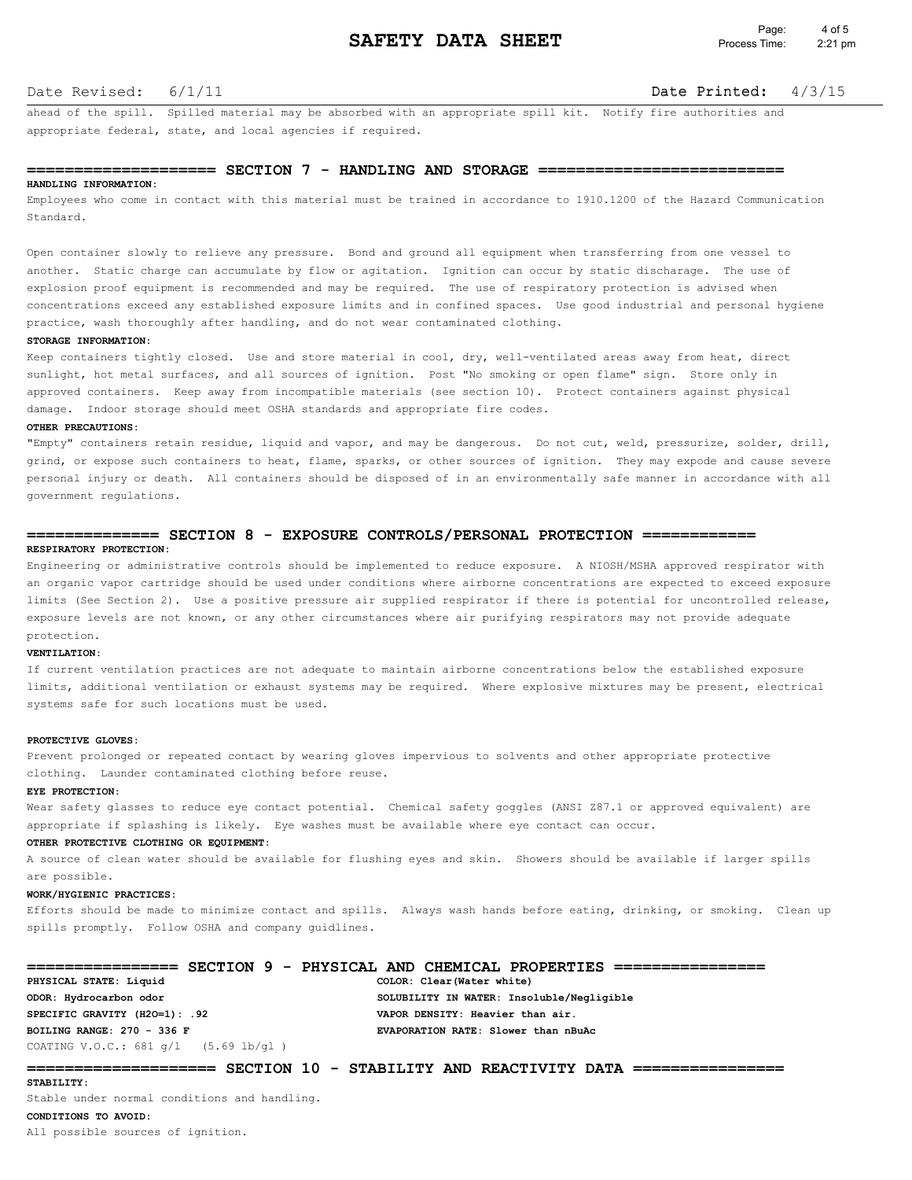Date Revised: 6/1/11 Date Printed: 4/3/15

ahead of the spill. Spilled material may be absorbed with an appropriate spill kit. Notify fire authorities and appropriate federal, state, and local agencies if required.

## SECTION 7 - HANDLING AND STORAGE

**HANDLING INFORMATION:**

Employees who come in contact with this material must be trained in accordance to 1910.1200 of the Hazard Communication Standard.

Open container slowly to relieve any pressure. Bond and ground all equipment when transferring from one vessel to another. Static charge can accumulate by flow or agitation. Ignition can occur by static discharage. The use of explosion proof equipment is recommended and may be required. The use of respiratory protection is advised when concentrations exceed any established exposure limits and in confined spaces. Use good industrial and personal hygiene practice, wash thoroughly after handling, and do not wear contaminated clothing.

**STORAGE INFORMATION:**

Keep containers tightly closed. Use and store material in cool, dry, well-ventilated areas away from heat, direct sunlight, hot metal surfaces, and all sources of ignition. Post "No smoking or open flame" sign. Store only in approved containers. Keep away from incompatible materials (see section 10). Protect containers against physical damage. Indoor storage should meet OSHA standards and appropriate fire codes.

**OTHER PRECAUTIONS:**

"Empty" containers retain residue, liquid and vapor, and may be dangerous. Do not cut, weld, pressurize, solder, drill, grind, or expose such containers to heat, flame, sparks, or other sources of ignition. They may expode and cause severe personal injury or death. All containers should be disposed of in an environmentally safe manner in accordance with all government regulations.

## SECTION 8 - EXPOSURE CONTROLS/PERSONAL PROTECTION

**RESPIRATORY PROTECTION:**

Engineering or administrative controls should be implemented to reduce exposure. A NIOSH/MSHA approved respirator with an organic vapor cartridge should be used under conditions where airborne concentrations are expected to exceed exposure limits (See Section 2). Use a positive pressure air supplied respirator if there is potential for uncontrolled release, exposure levels are not known, or any other circumstances where air purifying respirators may not provide adequate protection.

**VENTILATION:**

If current ventilation practices are not adequate to maintain airborne concentrations below the established exposure limits, additional ventilation or exhaust systems may be required. Where explosive mixtures may be present, electrical systems safe for such locations must be used.

**PROTECTIVE GLOVES:**

Prevent prolonged or repeated contact by wearing gloves impervious to solvents and other appropriate protective clothing. Launder contaminated clothing before reuse.

**EYE PROTECTION:**

Wear safety glasses to reduce eye contact potential. Chemical safety goggles (ANSI Z87.1 or approved equivalent) are appropriate if splashing is likely. Eye washes must be available where eye contact can occur.

**OTHER PROTECTIVE CLOTHING OR EQUIPMENT:**

A source of clean water should be available for flushing eyes and skin. Showers should be available if larger spills are possible.

**WORK/HYGIENIC PRACTICES:**

Efforts should be made to minimize contact and spills. Always wash hands before eating, drinking, or smoking. Clean up spills promptly. Follow OSHA and company guidlines.

## SECTION 9 - PHYSICAL AND CHEMICAL PROPERTIES

**PHYSICAL STATE: Liquid**
**COLOR: Clear(Water white)**
**ODOR: Hydrocarbon odor**
**SOLUBILITY IN WATER: Insoluble/Negligible**
**SPECIFIC GRAVITY (H2O=1): .92**
**VAPOR DENSITY: Heavier than air.**
**BOILING RANGE: 270 - 336 F**
**EVAPORATION RATE: Slower than nBuAc**
COATING V.O.C.: 681 g/l (5.69 lb/gl )

## SECTION 10 - STABILITY AND REACTIVITY DATA

**STABILITY:**

Stable under normal conditions and handling.

**CONDITIONS TO AVOID:**

All possible sources of ignition.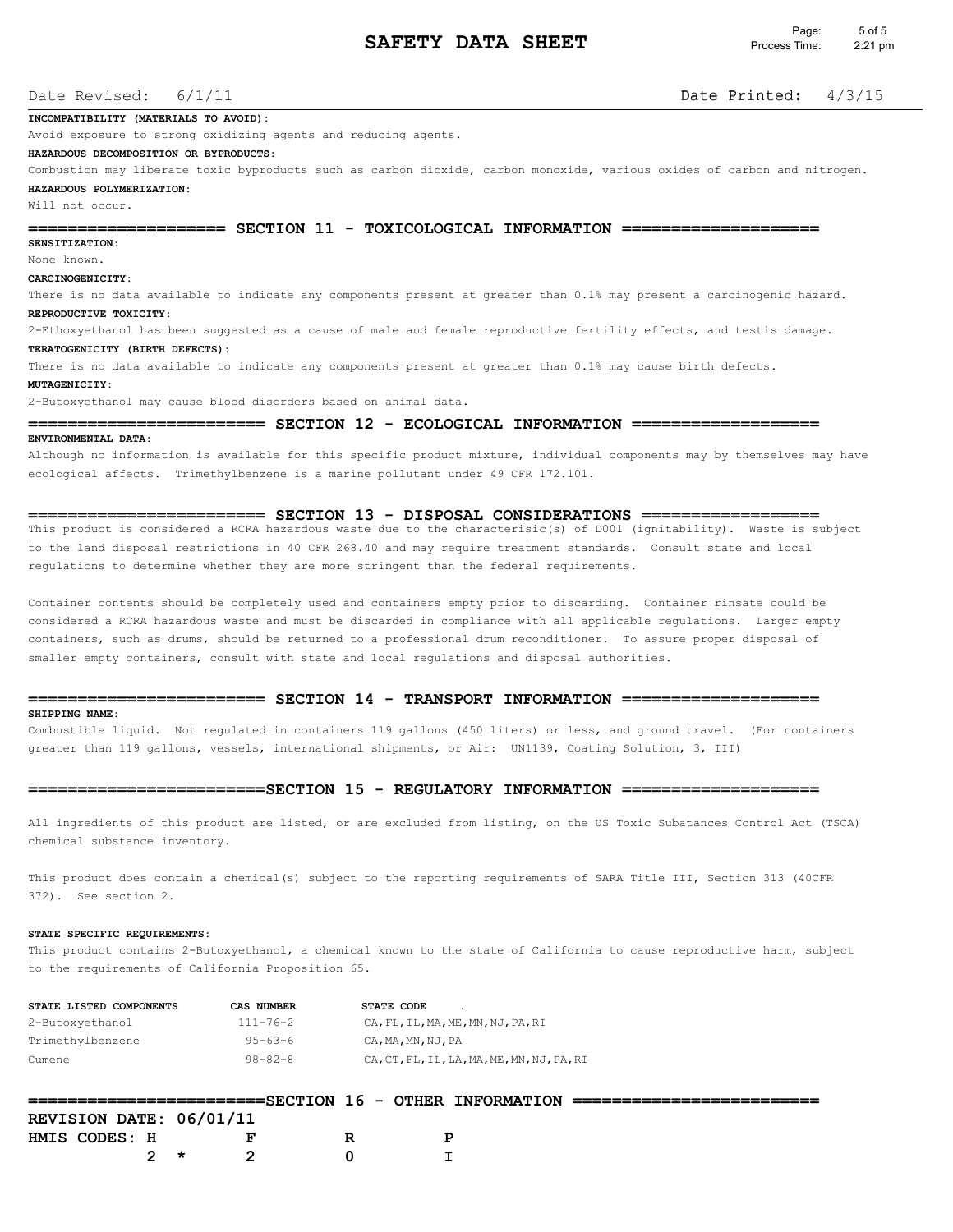Date Revised: 6/1/11 **Date Printed: 4/3/15**

**INCOMPATIBILITY (MATERIALS TO AVOID):**

Avoid exposure to strong oxidizing agents and reducing agents.

**HAZARDOUS DECOMPOSITION OR BYPRODUCTS:**

Combustion may liberate toxic byproducts such as carbon dioxide, carbon monoxide, various oxides of carbon and nitrogen.

**HAZARDOUS POLYMERIZATION:**

Will not occur.

## SECTION 11 - TOXICOLOGICAL INFORMATION

**SENSITIZATION:**

None known.

**CARCINOGENICITY:**

There is no data available to indicate any components present at greater than 0.1% may present a carcinogenic hazard.

**REPRODUCTIVE TOXICITY:**

2-Ethoxyethanol has been suggested as a cause of male and female reproductive fertility effects, and testis damage.

**TERATOGENICITY (BIRTH DEFECTS):**

There is no data available to indicate any components present at greater than 0.1% may cause birth defects.

**MUTAGENICITY:**

2-Butoxyethanol may cause blood disorders based on animal data.

## SECTION 12 - ECOLOGICAL INFORMATION

**ENVIRONMENTAL DATA:**

Although no information is available for this specific product mixture, individual components may by themselves may have ecological affects. Trimethylbenzene is a marine pollutant under 49 CFR 172.101.

## SECTION 13 - DISPOSAL CONSIDERATIONS

This product is considered a RCRA hazardous waste due to the characterisic(s) of D001 (ignitability). Waste is subject to the land disposal restrictions in 40 CFR 268.40 and may require treatment standards. Consult state and local regulations to determine whether they are more stringent than the federal requirements.

Container contents should be completely used and containers empty prior to discarding. Container rinsate could be considered a RCRA hazardous waste and must be discarded in compliance with all applicable regulations. Larger empty containers, such as drums, should be returned to a professional drum reconditioner. To assure proper disposal of smaller empty containers, consult with state and local regulations and disposal authorities.

## SECTION 14 - TRANSPORT INFORMATION

**SHIPPING NAME:**

Combustible liquid. Not regulated in containers 119 gallons (450 liters) or less, and ground travel. (For containers greater than 119 gallons, vessels, international shipments, or Air: UN1139, Coating Solution, 3, III)

## SECTION 15 - REGULATORY INFORMATION

All ingredients of this product are listed, or are excluded from listing, on the US Toxic Subatances Control Act (TSCA) chemical substance inventory.

This product does contain a chemical(s) subject to the reporting requirements of SARA Title III, Section 313 (40CFR 372). See section 2.

**STATE SPECIFIC REQUIREMENTS:**

This product contains 2-Butoxyethanol, a chemical known to the state of California to cause reproductive harm, subject to the requirements of California Proposition 65.

| STATE LISTED COMPONENTS | CAS NUMBER | STATE CODE |
|---|---|---|
| 2-Butoxyethanol | 111-76-2 | CA,FL,IL,MA,ME,MN,NJ,PA,RI |
| Trimethylbenzene | 95-63-6 | CA,MA,MN,NJ,PA |
| Cumene | 98-82-8 | CA,CT,FL,IL,LA,MA,ME,MN,NJ,PA,RI |

## SECTION 16 - OTHER INFORMATION

**REVISION DATE: 06/01/11**

| HMIS CODES: | H | F | R | P |
|---|---|---|---|---|
| | 2 * | 2 | 0 | I |